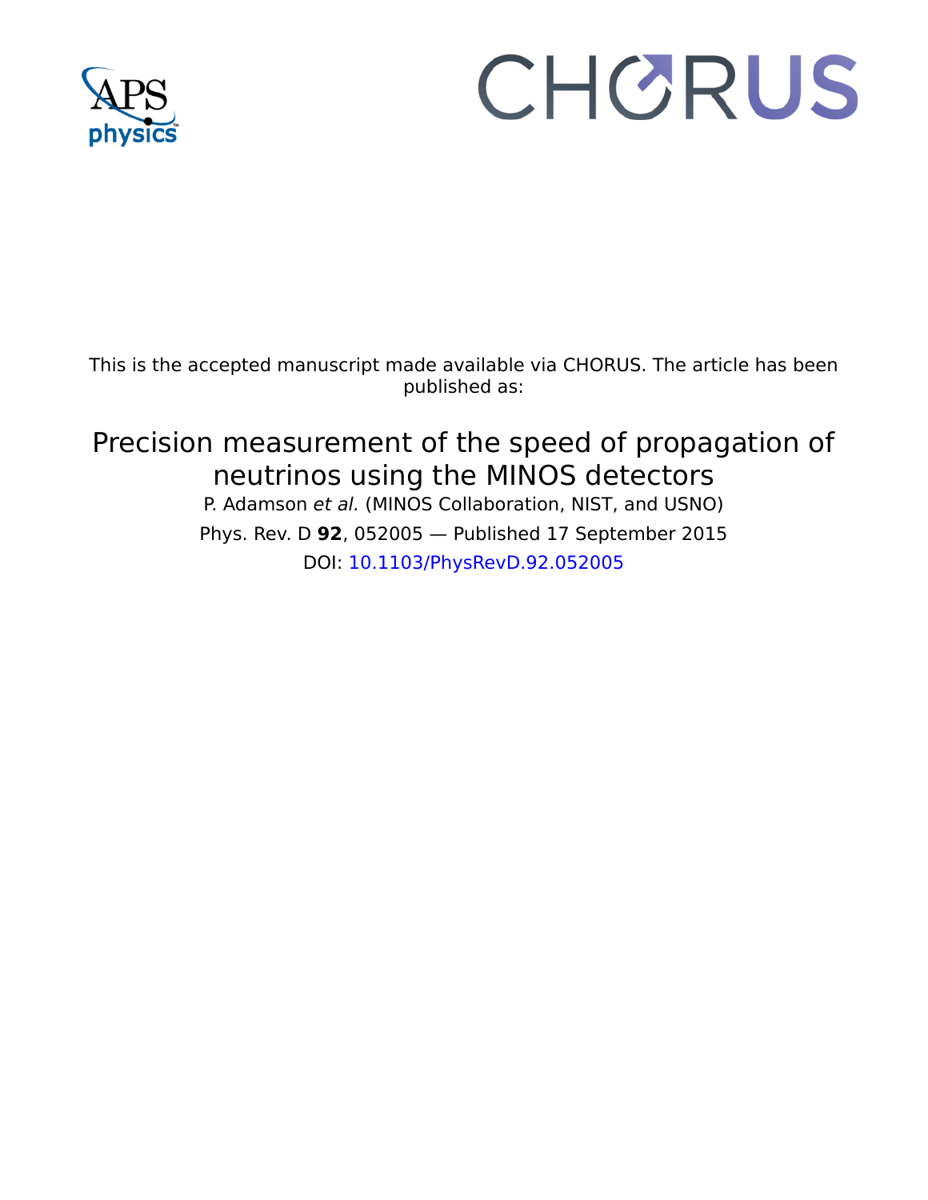This is the accepted manuscript made available via CHORUS. The article has been published as:

# Precision measurement of the speed of propagation of neutrinos using the MINOS detectors

P. Adamson *et al.* (MINOS Collaboration, NIST, and USNO)

Phys. Rev. D **92**, 052005 — Published 17 September 2015

DOI: 10.1103/PhysRevD.92.052005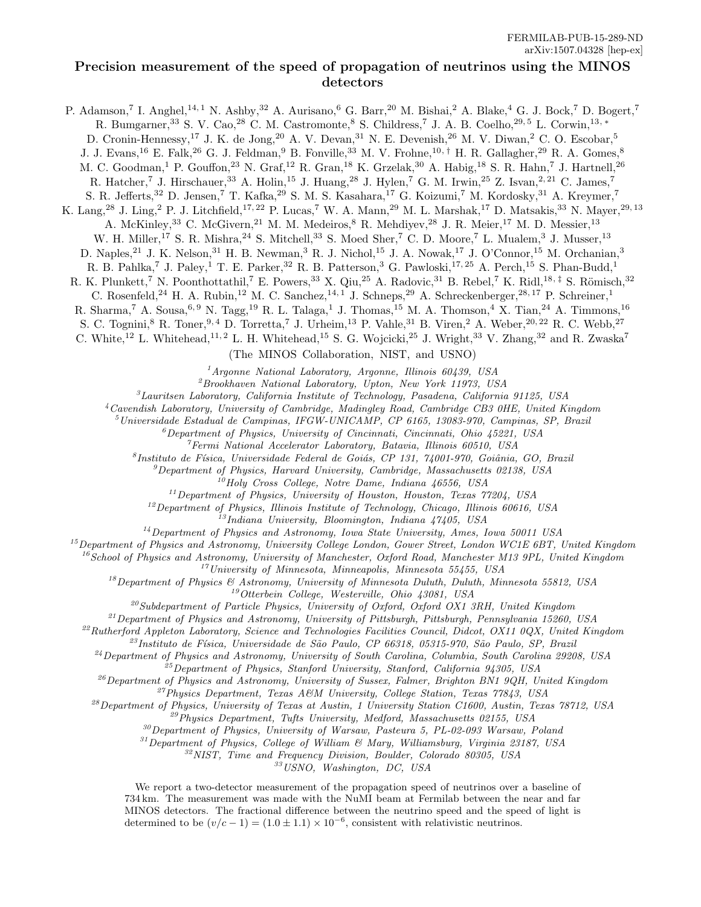FERMILAB-PUB-15-289-ND
arXiv:1507.04328 [hep-ex]

# Precision measurement of the speed of propagation of neutrinos using the MINOS detectors

P. Adamson,[7] I. Anghel,[14,1] N. Ashby,[32] A. Aurisano,[6] G. Barr,[20] M. Bishai,[2] A. Blake,[4] G. J. Bock,[7] D. Bogert,[7] R. Bumgarner,[33] S. V. Cao,[28] C. M. Castromonte,[8] S. Childress,[7] J. A. B. Coelho,[29,5] L. Corwin,[13,*] D. Cronin-Hennessy,[17] J. K. de Jong,[20] A. V. Devan,[31] N. E. Devenish,[26] M. V. Diwan,[2] C. O. Escobar,[5] J. J. Evans,[16] E. Falk,[26] G. J. Feldman,[9] B. Fonville,[33] M. V. Frohne,[10,†] H. R. Gallagher,[29] R. A. Gomes,[8] M. C. Goodman,[1] P. Gouffon,[23] N. Graf,[12] R. Gran,[18] K. Grzelak,[30] A. Habig,[18] S. R. Hahn,[7] J. Hartnell,[26] R. Hatcher,[7] J. Hirschauer,[33] A. Holin,[15] J. Huang,[28] J. Hylen,[7] G. M. Irwin,[25] Z. Isvan,[2,21] C. James,[7] S. R. Jefferts,[32] D. Jensen,[7] T. Kafka,[29] S. M. S. Kasahara,[17] G. Koizumi,[7] M. Kordosky,[31] A. Kreymer,[7] K. Lang,[28] J. Ling,[2] P. J. Litchfield,[17,22] P. Lucas,[7] W. A. Mann,[29] M. L. Marshak,[17] D. Matsakis,[33] N. Mayer,[29,13] A. McKinley,[33] C. McGivern,[21] M. M. Medeiros,[8] R. Mehdiyev,[28] J. R. Meier,[17] M. D. Messier,[13] W. H. Miller,[17] S. R. Mishra,[24] S. Mitchell,[33] S. Moed Sher,[7] C. D. Moore,[7] L. Mualem,[3] J. Musser,[13] D. Naples,[21] J. K. Nelson,[31] H. B. Newman,[3] R. J. Nichol,[15] J. A. Nowak,[17] J. O'Connor,[15] M. Orchanian,[3] R. B. Pahlka,[7] J. Paley,[1] T. E. Parker,[32] R. B. Patterson,[3] G. Pawloski,[17,25] A. Perch,[15] S. Phan-Budd,[1] R. K. Plunkett,[7] N. Poonthottathil,[7] E. Powers,[33] X. Qiu,[25] A. Radovic,[31] B. Rebel,[7] K. Ridl,[18,‡] S. Römisch,[32] C. Rosenfeld,[24] H. A. Rubin,[12] M. C. Sanchez,[14,1] J. Schneps,[29] A. Schreckenberger,[28,17] P. Schreiner,[1] R. Sharma,[7] A. Sousa,[6,9] N. Tagg,[19] R. L. Talaga,[1] J. Thomas,[15] M. A. Thomson,[4] X. Tian,[24] A. Timmons,[16] S. C. Tognini,[8] R. Toner,[9,4] D. Torretta,[7] J. Urheim,[13] P. Vahle,[31] B. Viren,[2] A. Weber,[20,22] R. C. Webb,[27] C. White,[12] L. Whitehead,[11,2] L. H. Whitehead,[15] S. G. Wojcicki,[25] J. Wright,[33] V. Zhang,[32] and R. Zwaska[7]

(The MINOS Collaboration, NIST, and USNO)

[1] *Argonne National Laboratory, Argonne, Illinois 60439, USA*
[2] *Brookhaven National Laboratory, Upton, New York 11973, USA*
[3] *Lauritsen Laboratory, California Institute of Technology, Pasadena, California 91125, USA*
[4] *Cavendish Laboratory, University of Cambridge, Madingley Road, Cambridge CB3 0HE, United Kingdom*
[5] *Universidade Estadual de Campinas, IFGW-UNICAMP, CP 6165, 13083-970, Campinas, SP, Brazil*
[6] *Department of Physics, University of Cincinnati, Cincinnati, Ohio 45221, USA*
[7] *Fermi National Accelerator Laboratory, Batavia, Illinois 60510, USA*
[8] *Instituto de Física, Universidade Federal de Goiás, CP 131, 74001-970, Goiânia, GO, Brazil*
[9] *Department of Physics, Harvard University, Cambridge, Massachusetts 02138, USA*
[10] *Holy Cross College, Notre Dame, Indiana 46556, USA*
[11] *Department of Physics, University of Houston, Houston, Texas 77204, USA*
[12] *Department of Physics, Illinois Institute of Technology, Chicago, Illinois 60616, USA*
[13] *Indiana University, Bloomington, Indiana 47405, USA*
[14] *Department of Physics and Astronomy, Iowa State University, Ames, Iowa 50011 USA*
[15] *Department of Physics and Astronomy, University College London, Gower Street, London WC1E 6BT, United Kingdom*
[16] *School of Physics and Astronomy, University of Manchester, Oxford Road, Manchester M13 9PL, United Kingdom*
[17] *University of Minnesota, Minneapolis, Minnesota 55455, USA*
[18] *Department of Physics & Astronomy, University of Minnesota Duluth, Duluth, Minnesota 55812, USA*
[19] *Otterbein College, Westerville, Ohio 43081, USA*
[20] *Subdepartment of Particle Physics, University of Oxford, Oxford OX1 3RH, United Kingdom*
[21] *Department of Physics and Astronomy, University of Pittsburgh, Pittsburgh, Pennsylvania 15260, USA*
[22] *Rutherford Appleton Laboratory, Science and Technologies Facilities Council, Didcot, OX11 0QX, United Kingdom*
[23] *Instituto de Física, Universidade de São Paulo, CP 66318, 05315-970, São Paulo, SP, Brazil*
[24] *Department of Physics and Astronomy, University of South Carolina, Columbia, South Carolina 29208, USA*
[25] *Department of Physics, Stanford University, Stanford, California 94305, USA*
[26] *Department of Physics and Astronomy, University of Sussex, Falmer, Brighton BN1 9QH, United Kingdom*
[27] *Physics Department, Texas A&M University, College Station, Texas 77843, USA*
[28] *Department of Physics, University of Texas at Austin, 1 University Station C1600, Austin, Texas 78712, USA*
[29] *Physics Department, Tufts University, Medford, Massachusetts 02155, USA*
[30] *Department of Physics, University of Warsaw, Pasteura 5, PL-02-093 Warsaw, Poland*
[31] *Department of Physics, College of William & Mary, Williamsburg, Virginia 23187, USA*
[32] *NIST, Time and Frequency Division, Boulder, Colorado 80305, USA*
[33] *USNO, Washington, DC, USA*

We report a two-detector measurement of the propagation speed of neutrinos over a baseline of 734 km. The measurement was made with the NuMI beam at Fermilab between the near and far MINOS detectors. The fractional difference between the neutrino speed and the speed of light is determined to be $(v/c - 1) = (1.0 \pm 1.1) \times 10^{-6}$, consistent with relativistic neutrinos.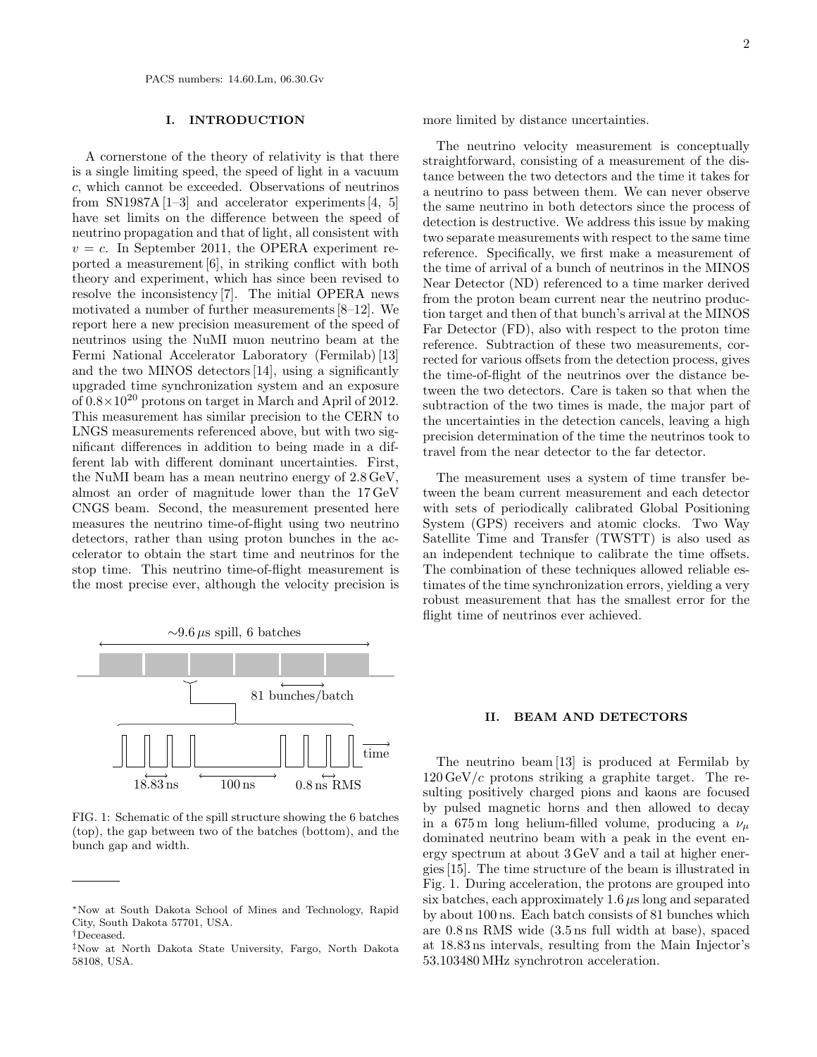PACS numbers: 14.60.Lm, 06.30.Gv

## I. INTRODUCTION

A cornerstone of the theory of relativity is that there is a single limiting speed, the speed of light in a vacuum $c$, which cannot be exceeded. Observations of neutrinos from SN1987A [1–3] and accelerator experiments [4, 5] have set limits on the difference between the speed of neutrino propagation and that of light, all consistent with $v = c$. In September 2011, the OPERA experiment reported a measurement [6], in striking conflict with both theory and experiment, which has since been revised to resolve the inconsistency [7]. The initial OPERA news motivated a number of further measurements [8–12]. We report here a new precision measurement of the speed of neutrinos using the NuMI muon neutrino beam at the Fermi National Accelerator Laboratory (Fermilab) [13] and the two MINOS detectors [14], using a significantly upgraded time synchronization system and an exposure of $0.8\times10^{20}$ protons on target in March and April of 2012. This measurement has similar precision to the CERN to LNGS measurements referenced above, but with two significant differences in addition to being made in a different lab with different dominant uncertainties. First, the NuMI beam has a mean neutrino energy of 2.8 GeV, almost an order of magnitude lower than the 17 GeV CNGS beam. Second, the measurement presented here measures the neutrino time-of-flight using two neutrino detectors, rather than using proton bunches in the accelerator to obtain the start time and neutrinos for the stop time. This neutrino time-of-flight measurement is the most precise ever, although the velocity precision is more limited by distance uncertainties.

The neutrino velocity measurement is conceptually straightforward, consisting of a measurement of the distance between the two detectors and the time it takes for a neutrino to pass between them. We can never observe the same neutrino in both detectors since the process of detection is destructive. We address this issue by making two separate measurements with respect to the same time reference. Specifically, we first make a measurement of the time of arrival of a bunch of neutrinos in the MINOS Near Detector (ND) referenced to a time marker derived from the proton beam current near the neutrino production target and then of that bunch's arrival at the MINOS Far Detector (FD), also with respect to the proton time reference. Subtraction of these two measurements, corrected for various offsets from the detection process, gives the time-of-flight of the neutrinos over the distance between the two detectors. Care is taken so that when the subtraction of the two times is made, the major part of the uncertainties in the detection cancels, leaving a high precision determination of the time the neutrinos took to travel from the near detector to the far detector.

The measurement uses a system of time transfer between the beam current measurement and each detector with sets of periodically calibrated Global Positioning System (GPS) receivers and atomic clocks. Two Way Satellite Time and Transfer (TWSTT) is also used as an independent technique to calibrate the time offsets. The combination of these techniques allowed reliable estimates of the time synchronization errors, yielding a very robust measurement that has the smallest error for the flight time of neutrinos ever achieved.

~9.6 μs spill, 6 batches

81 bunches/batch

time

18.83 ns

100 ns

0.8 ns RMS

FIG. 1: Schematic of the spill structure showing the 6 batches (top), the gap between two of the batches (bottom), and the bunch gap and width.

## II. BEAM AND DETECTORS

The neutrino beam [13] is produced at Fermilab by 120 GeV/$c$ protons striking a graphite target. The resulting positively charged pions and kaons are focused by pulsed magnetic horns and then allowed to decay in a 675 m long helium-filled volume, producing a $\nu_\mu$ dominated neutrino beam with a peak in the event energy spectrum at about 3 GeV and a tail at higher energies [15]. The time structure of the beam is illustrated in Fig. 1. During acceleration, the protons are grouped into six batches, each approximately 1.6 μs long and separated by about 100 ns. Each batch consists of 81 bunches which are 0.8 ns RMS wide (3.5 ns full width at base), spaced at 18.83 ns intervals, resulting from the Main Injector's 53.103480 MHz synchrotron acceleration.

*Now at South Dakota School of Mines and Technology, Rapid City, South Dakota 57701, USA.

†Deceased.

‡Now at North Dakota State University, Fargo, North Dakota 58108, USA.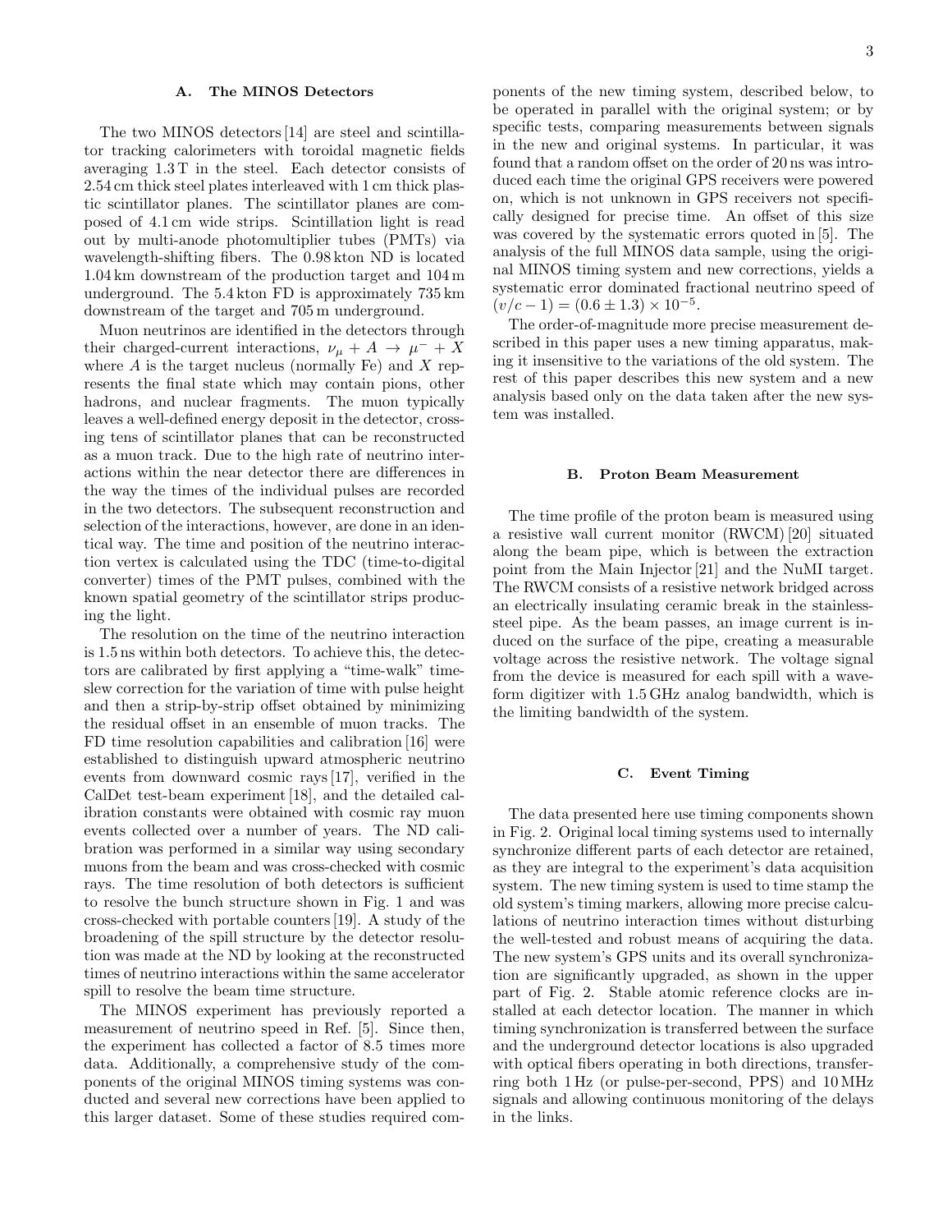### A. The MINOS Detectors

The two MINOS detectors [14] are steel and scintillator tracking calorimeters with toroidal magnetic fields averaging 1.3 T in the steel. Each detector consists of 2.54 cm thick steel plates interleaved with 1 cm thick plastic scintillator planes. The scintillator planes are composed of 4.1 cm wide strips. Scintillation light is read out by multi-anode photomultiplier tubes (PMTs) via wavelength-shifting fibers. The 0.98 kton ND is located 1.04 km downstream of the production target and 104 m underground. The 5.4 kton FD is approximately 735 km downstream of the target and 705 m underground.

Muon neutrinos are identified in the detectors through their charged-current interactions, $\nu_\mu + A \rightarrow \mu^- + X$ where $A$ is the target nucleus (normally Fe) and $X$ represents the final state which may contain pions, other hadrons, and nuclear fragments. The muon typically leaves a well-defined energy deposit in the detector, crossing tens of scintillator planes that can be reconstructed as a muon track. Due to the high rate of neutrino interactions within the near detector there are differences in the way the times of the individual pulses are recorded in the two detectors. The subsequent reconstruction and selection of the interactions, however, are done in an identical way. The time and position of the neutrino interaction vertex is calculated using the TDC (time-to-digital converter) times of the PMT pulses, combined with the known spatial geometry of the scintillator strips producing the light.

The resolution on the time of the neutrino interaction is 1.5 ns within both detectors. To achieve this, the detectors are calibrated by first applying a "time-walk" time-slew correction for the variation of time with pulse height and then a strip-by-strip offset obtained by minimizing the residual offset in an ensemble of muon tracks. The FD time resolution capabilities and calibration [16] were established to distinguish upward atmospheric neutrino events from downward cosmic rays [17], verified in the CalDet test-beam experiment [18], and the detailed calibration constants were obtained with cosmic ray muon events collected over a number of years. The ND calibration was performed in a similar way using secondary muons from the beam and was cross-checked with cosmic rays. The time resolution of both detectors is sufficient to resolve the bunch structure shown in Fig. 1 and was cross-checked with portable counters [19]. A study of the broadening of the spill structure by the detector resolution was made at the ND by looking at the reconstructed times of neutrino interactions within the same accelerator spill to resolve the beam time structure.

The MINOS experiment has previously reported a measurement of neutrino speed in Ref. [5]. Since then, the experiment has collected a factor of 8.5 times more data. Additionally, a comprehensive study of the components of the original MINOS timing systems was conducted and several new corrections have been applied to this larger dataset. Some of these studies required components of the new timing system, described below, to be operated in parallel with the original system; or by specific tests, comparing measurements between signals in the new and original systems. In particular, it was found that a random offset on the order of 20 ns was introduced each time the original GPS receivers were powered on, which is not unknown in GPS receivers not specifically designed for precise time. An offset of this size was covered by the systematic errors quoted in [5]. The analysis of the full MINOS data sample, using the original MINOS timing system and new corrections, yields a systematic error dominated fractional neutrino speed of $(v/c - 1) = (0.6 \pm 1.3) \times 10^{-5}$.

The order-of-magnitude more precise measurement described in this paper uses a new timing apparatus, making it insensitive to the variations of the old system. The rest of this paper describes this new system and a new analysis based only on the data taken after the new system was installed.

### B. Proton Beam Measurement

The time profile of the proton beam is measured using a resistive wall current monitor (RWCM) [20] situated along the beam pipe, which is between the extraction point from the Main Injector [21] and the NuMI target. The RWCM consists of a resistive network bridged across an electrically insulating ceramic break in the stainless-steel pipe. As the beam passes, an image current is induced on the surface of the pipe, creating a measurable voltage across the resistive network. The voltage signal from the device is measured for each spill with a waveform digitizer with 1.5 GHz analog bandwidth, which is the limiting bandwidth of the system.

### C. Event Timing

The data presented here use timing components shown in Fig. 2. Original local timing systems used to internally synchronize different parts of each detector are retained, as they are integral to the experiment's data acquisition system. The new timing system is used to time stamp the old system's timing markers, allowing more precise calculations of neutrino interaction times without disturbing the well-tested and robust means of acquiring the data. The new system's GPS units and its overall synchronization are significantly upgraded, as shown in the upper part of Fig. 2. Stable atomic reference clocks are installed at each detector location. The manner in which timing synchronization is transferred between the surface and the underground detector locations is also upgraded with optical fibers operating in both directions, transferring both 1 Hz (or pulse-per-second, PPS) and 10 MHz signals and allowing continuous monitoring of the delays in the links.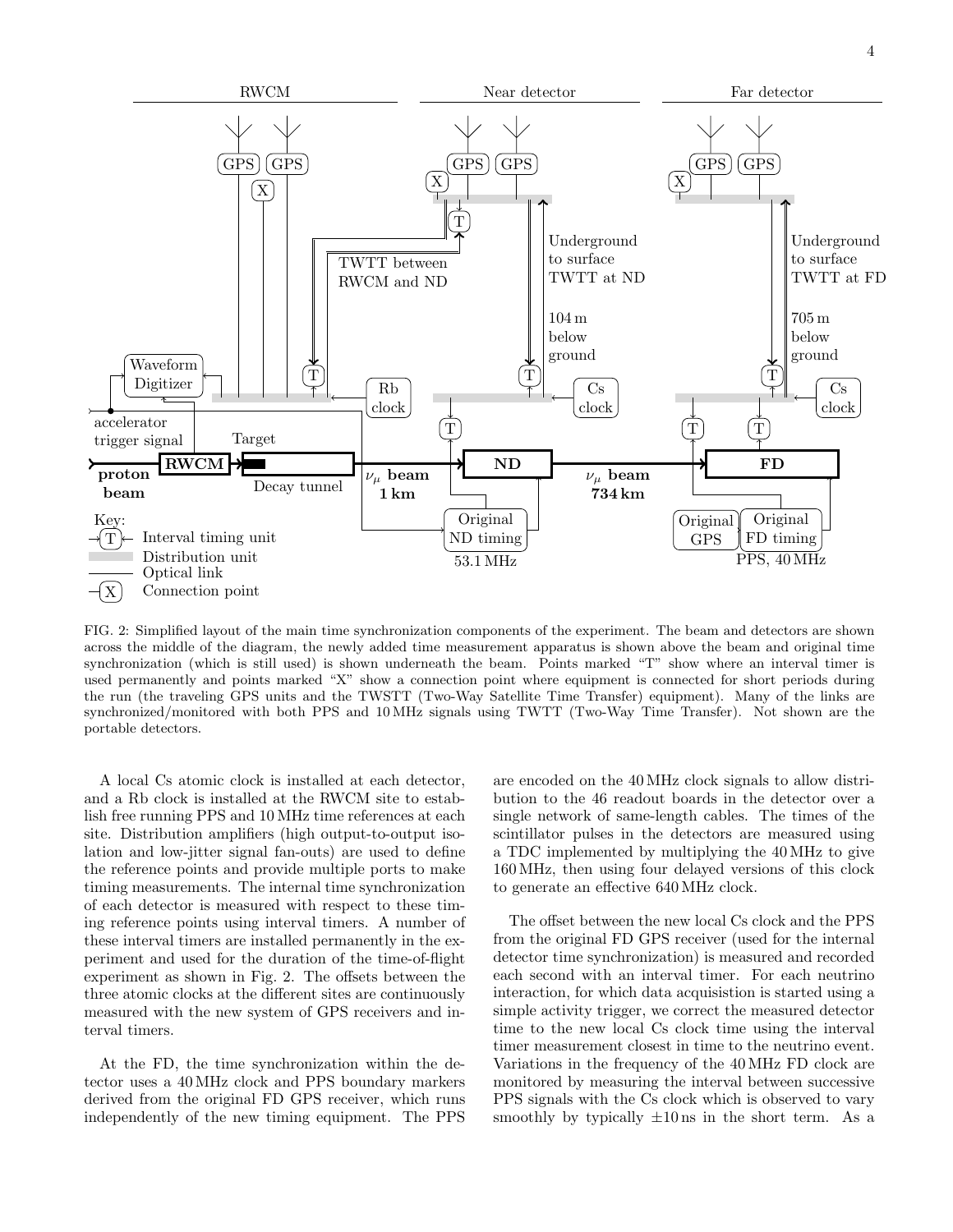FIG. 2: Simplified layout of the main time synchronization components of the experiment. The beam and detectors are shown across the middle of the diagram, the newly added time measurement apparatus is shown above the beam and original time synchronization (which is still used) is shown underneath the beam. Points marked "T" show where an interval timer is used permanently and points marked "X" show a connection point where equipment is connected for short periods during the run (the traveling GPS units and the TWSTT (Two-Way Satellite Time Transfer) equipment). Many of the links are synchronized/monitored with both PPS and 10 MHz signals using TWTT (Two-Way Time Transfer). Not shown are the portable detectors.

A local Cs atomic clock is installed at each detector, and a Rb clock is installed at the RWCM site to establish free running PPS and 10 MHz time references at each site. Distribution amplifiers (high output-to-output isolation and low-jitter signal fan-outs) are used to define the reference points and provide multiple ports to make timing measurements. The internal time synchronization of each detector is measured with respect to these timing reference points using interval timers. A number of these interval timers are installed permanently in the experiment and used for the duration of the time-of-flight experiment as shown in Fig. 2. The offsets between the three atomic clocks at the different sites are continuously measured with the new system of GPS receivers and interval timers.

At the FD, the time synchronization within the detector uses a 40 MHz clock and PPS boundary markers derived from the original FD GPS receiver, which runs independently of the new timing equipment. The PPS are encoded on the 40 MHz clock signals to allow distribution to the 46 readout boards in the detector over a single network of same-length cables. The times of the scintillator pulses in the detectors are measured using a TDC implemented by multiplying the 40 MHz to give 160 MHz, then using four delayed versions of this clock to generate an effective 640 MHz clock.

The offset between the new local Cs clock and the PPS from the original FD GPS receiver (used for the internal detector time synchronization) is measured and recorded each second with an interval timer. For each neutrino interaction, for which data acquisistion is started using a simple activity trigger, we correct the measured detector time to the new local Cs clock time using the interval timer measurement closest in time to the neutrino event. Variations in the frequency of the 40 MHz FD clock are monitored by measuring the interval between successive PPS signals with the Cs clock which is observed to vary smoothly by typically ±10 ns in the short term. As a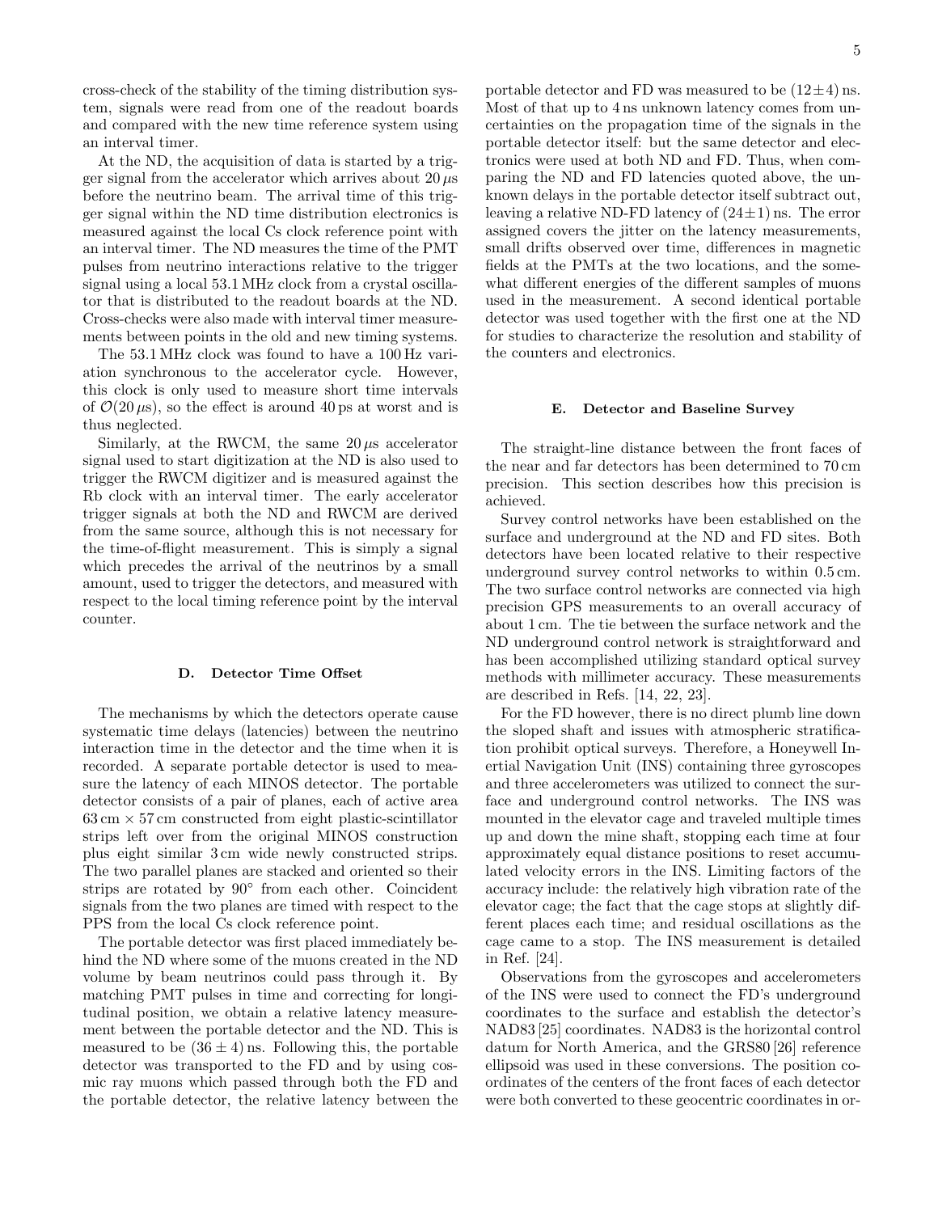cross-check of the stability of the timing distribution system, signals were read from one of the readout boards and compared with the new time reference system using an interval timer.

At the ND, the acquisition of data is started by a trigger signal from the accelerator which arrives about $20\,\mu$s before the neutrino beam. The arrival time of this trigger signal within the ND time distribution electronics is measured against the local Cs clock reference point with an interval timer. The ND measures the time of the PMT pulses from neutrino interactions relative to the trigger signal using a local 53.1 MHz clock from a crystal oscillator that is distributed to the readout boards at the ND. Cross-checks were also made with interval timer measurements between points in the old and new timing systems.

The 53.1 MHz clock was found to have a 100 Hz variation synchronous to the accelerator cycle. However, this clock is only used to measure short time intervals of $\mathcal{O}(20\,\mu\text{s})$, so the effect is around 40 ps at worst and is thus neglected.

Similarly, at the RWCM, the same $20\,\mu$s accelerator signal used to start digitization at the ND is also used to trigger the RWCM digitizer and is measured against the Rb clock with an interval timer. The early accelerator trigger signals at both the ND and RWCM are derived from the same source, although this is not necessary for the time-of-flight measurement. This is simply a signal which precedes the arrival of the neutrinos by a small amount, used to trigger the detectors, and measured with respect to the local timing reference point by the interval counter.

### D. Detector Time Offset

The mechanisms by which the detectors operate cause systematic time delays (latencies) between the neutrino interaction time in the detector and the time when it is recorded. A separate portable detector is used to measure the latency of each MINOS detector. The portable detector consists of a pair of planes, each of active area $63\,\text{cm} \times 57\,\text{cm}$ constructed from eight plastic-scintillator strips left over from the original MINOS construction plus eight similar 3 cm wide newly constructed strips. The two parallel planes are stacked and oriented so their strips are rotated by $90^\circ$ from each other. Coincident signals from the two planes are timed with respect to the PPS from the local Cs clock reference point.

The portable detector was first placed immediately behind the ND where some of the muons created in the ND volume by beam neutrinos could pass through it. By matching PMT pulses in time and correcting for longitudinal position, we obtain a relative latency measurement between the portable detector and the ND. This is measured to be $(36 \pm 4)$ ns. Following this, the portable detector was transported to the FD and by using cosmic ray muons which passed through both the FD and the portable detector, the relative latency between the portable detector and FD was measured to be $(12 \pm 4)$ ns. Most of that up to 4 ns unknown latency comes from uncertainties on the propagation time of the signals in the portable detector itself: but the same detector and electronics were used at both ND and FD. Thus, when comparing the ND and FD latencies quoted above, the unknown delays in the portable detector itself subtract out, leaving a relative ND-FD latency of $(24 \pm 1)$ ns. The error assigned covers the jitter on the latency measurements, small drifts observed over time, differences in magnetic fields at the PMTs at the two locations, and the somewhat different energies of the different samples of muons used in the measurement. A second identical portable detector was used together with the first one at the ND for studies to characterize the resolution and stability of the counters and electronics.

### E. Detector and Baseline Survey

The straight-line distance between the front faces of the near and far detectors has been determined to 70 cm precision. This section describes how this precision is achieved.

Survey control networks have been established on the surface and underground at the ND and FD sites. Both detectors have been located relative to their respective underground survey control networks to within 0.5 cm. The two surface control networks are connected via high precision GPS measurements to an overall accuracy of about 1 cm. The tie between the surface network and the ND underground control network is straightforward and has been accomplished utilizing standard optical survey methods with millimeter accuracy. These measurements are described in Refs. [14, 22, 23].

For the FD however, there is no direct plumb line down the sloped shaft and issues with atmospheric stratification prohibit optical surveys. Therefore, a Honeywell Inertial Navigation Unit (INS) containing three gyroscopes and three accelerometers was utilized to connect the surface and underground control networks. The INS was mounted in the elevator cage and traveled multiple times up and down the mine shaft, stopping each time at four approximately equal distance positions to reset accumulated velocity errors in the INS. Limiting factors of the accuracy include: the relatively high vibration rate of the elevator cage; the fact that the cage stops at slightly different places each time; and residual oscillations as the cage came to a stop. The INS measurement is detailed in Ref. [24].

Observations from the gyroscopes and accelerometers of the INS were used to connect the FD's underground coordinates to the surface and establish the detector's NAD83 [25] coordinates. NAD83 is the horizontal control datum for North America, and the GRS80 [26] reference ellipsoid was used in these conversions. The position coordinates of the centers of the front faces of each detector were both converted to these geocentric coordinates in or-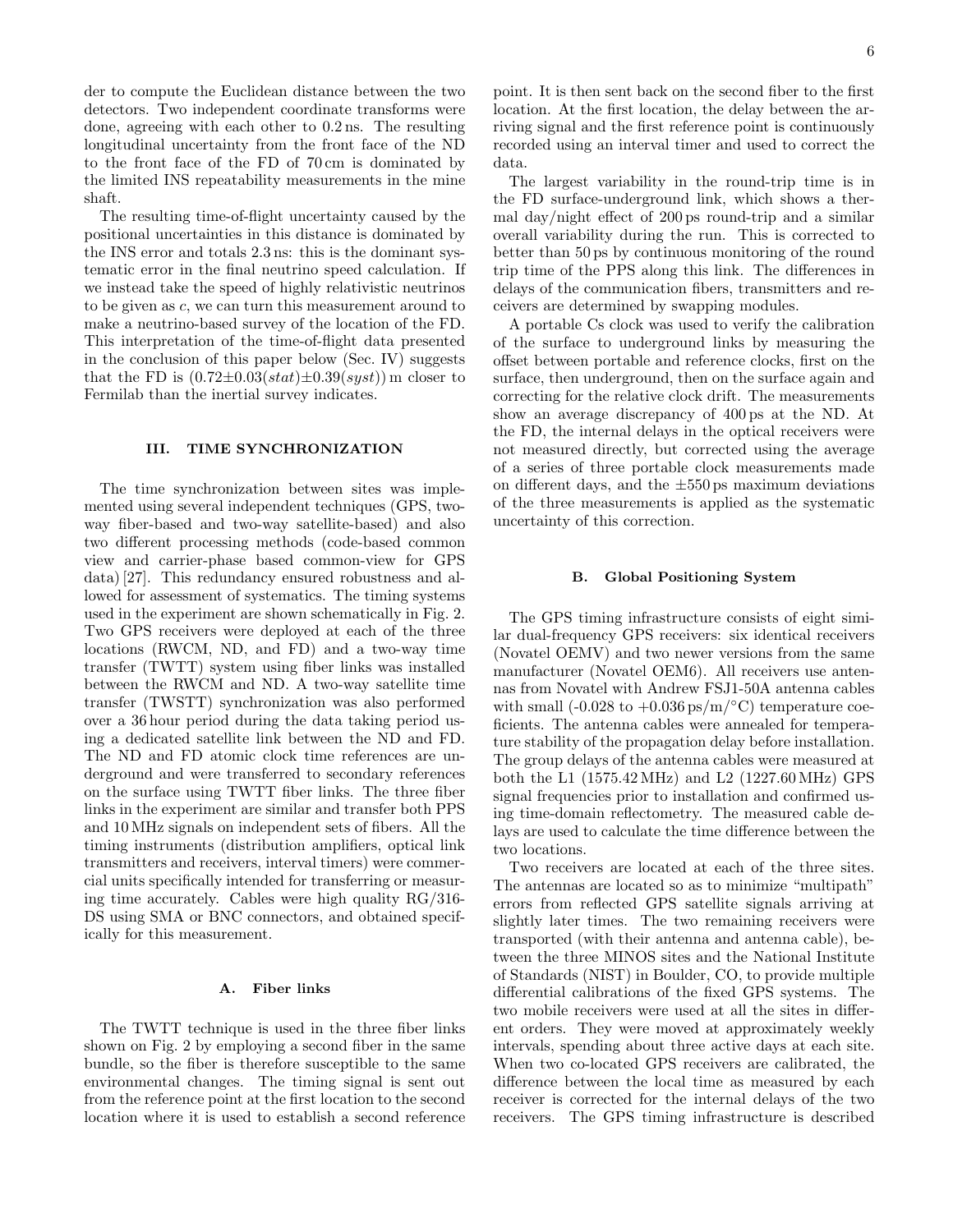der to compute the Euclidean distance between the two detectors. Two independent coordinate transforms were done, agreeing with each other to 0.2 ns. The resulting longitudinal uncertainty from the front face of the ND to the front face of the FD of 70 cm is dominated by the limited INS repeatability measurements in the mine shaft.

The resulting time-of-flight uncertainty caused by the positional uncertainties in this distance is dominated by the INS error and totals 2.3 ns: this is the dominant systematic error in the final neutrino speed calculation. If we instead take the speed of highly relativistic neutrinos to be given as $c$, we can turn this measurement around to make a neutrino-based survey of the location of the FD. This interpretation of the time-of-flight data presented in the conclusion of this paper below (Sec. IV) suggests that the FD is $(0.72 \pm 0.03(stat) \pm 0.39(syst))$ m closer to Fermilab than the inertial survey indicates.

## III. TIME SYNCHRONIZATION

The time synchronization between sites was implemented using several independent techniques (GPS, two-way fiber-based and two-way satellite-based) and also two different processing methods (code-based common view and carrier-phase based common-view for GPS data) [27]. This redundancy ensured robustness and allowed for assessment of systematics. The timing systems used in the experiment are shown schematically in Fig. 2. Two GPS receivers were deployed at each of the three locations (RWCM, ND, and FD) and a two-way time transfer (TWTT) system using fiber links was installed between the RWCM and ND. A two-way satellite time transfer (TWSTT) synchronization was also performed over a 36 hour period during the data taking period using a dedicated satellite link between the ND and FD. The ND and FD atomic clock time references are underground and were transferred to secondary references on the surface using TWTT fiber links. The three fiber links in the experiment are similar and transfer both PPS and 10 MHz signals on independent sets of fibers. All the timing instruments (distribution amplifiers, optical link transmitters and receivers, interval timers) were commercial units specifically intended for transferring or measuring time accurately. Cables were high quality RG/316-DS using SMA or BNC connectors, and obtained specifically for this measurement.

### A. Fiber links

The TWTT technique is used in the three fiber links shown on Fig. 2 by employing a second fiber in the same bundle, so the fiber is therefore susceptible to the same environmental changes. The timing signal is sent out from the reference point at the first location to the second location where it is used to establish a second reference point. It is then sent back on the second fiber to the first location. At the first location, the delay between the arriving signal and the first reference point is continuously recorded using an interval timer and used to correct the data.

The largest variability in the round-trip time is in the FD surface-underground link, which shows a thermal day/night effect of 200 ps round-trip and a similar overall variability during the run. This is corrected to better than 50 ps by continuous monitoring of the round trip time of the PPS along this link. The differences in delays of the communication fibers, transmitters and receivers are determined by swapping modules.

A portable Cs clock was used to verify the calibration of the surface to underground links by measuring the offset between portable and reference clocks, first on the surface, then underground, then on the surface again and correcting for the relative clock drift. The measurements show an average discrepancy of 400 ps at the ND. At the FD, the internal delays in the optical receivers were not measured directly, but corrected using the average of a series of three portable clock measurements made on different days, and the $\pm 550$ ps maximum deviations of the three measurements is applied as the systematic uncertainty of this correction.

### B. Global Positioning System

The GPS timing infrastructure consists of eight similar dual-frequency GPS receivers: six identical receivers (Novatel OEMV) and two newer versions from the same manufacturer (Novatel OEM6). All receivers use antennas from Novatel with Andrew FSJ1-50A antenna cables with small (-0.028 to +0.036 ps/m/°C) temperature coefficients. The antenna cables were annealed for temperature stability of the propagation delay before installation. The group delays of the antenna cables were measured at both the L1 (1575.42 MHz) and L2 (1227.60 MHz) GPS signal frequencies prior to installation and confirmed using time-domain reflectometry. The measured cable delays are used to calculate the time difference between the two locations.

Two receivers are located at each of the three sites. The antennas are located so as to minimize "multipath" errors from reflected GPS satellite signals arriving at slightly later times. The two remaining receivers were transported (with their antenna and antenna cable), between the three MINOS sites and the National Institute of Standards (NIST) in Boulder, CO, to provide multiple differential calibrations of the fixed GPS systems. The two mobile receivers were used at all the sites in different orders. They were moved at approximately weekly intervals, spending about three active days at each site. When two co-located GPS receivers are calibrated, the difference between the local time as measured by each receiver is corrected for the internal delays of the two receivers. The GPS timing infrastructure is described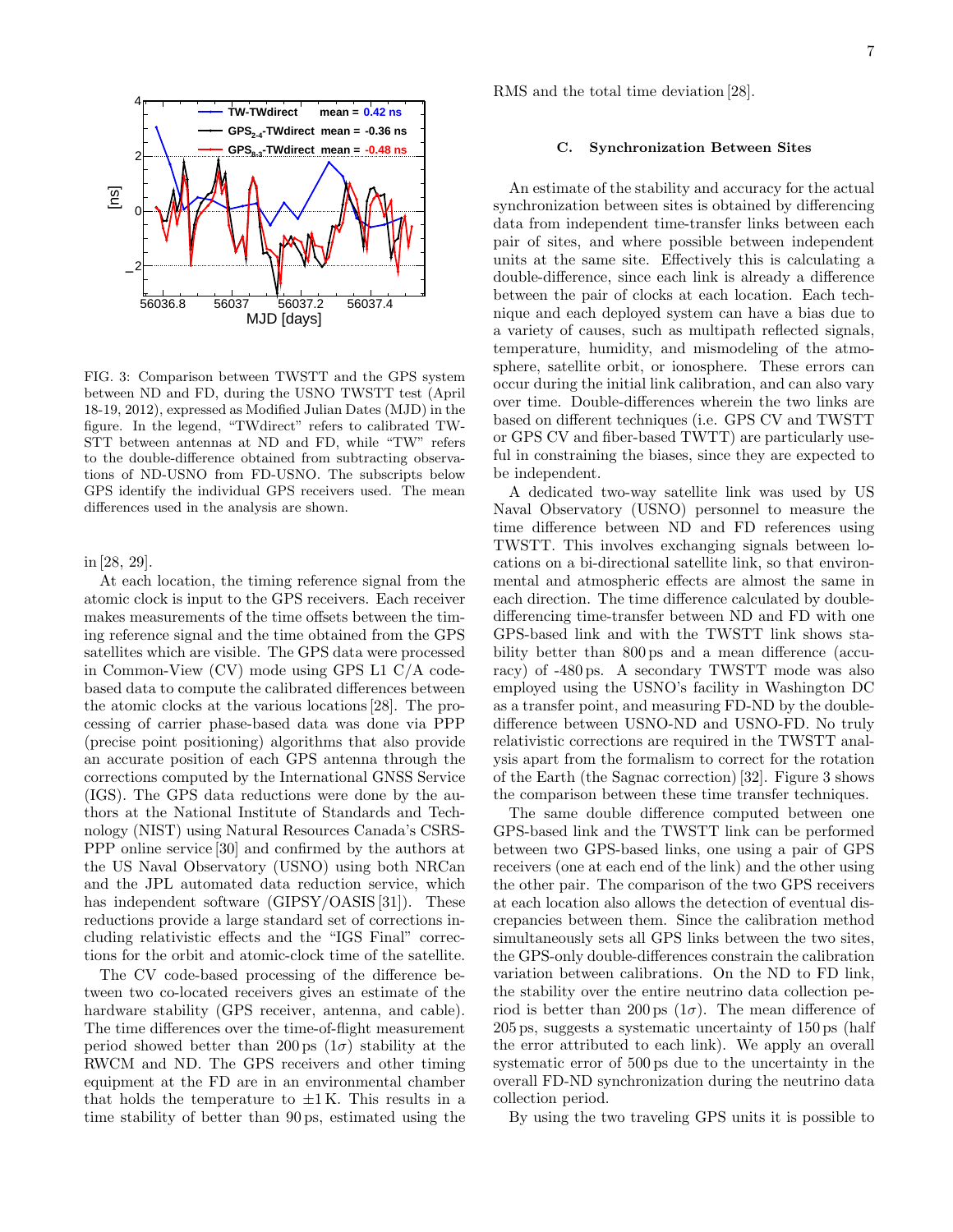FIG. 3: Comparison between TWSTT and the GPS system between ND and FD, during the USNO TWSTT test (April 18-19, 2012), expressed as Modified Julian Dates (MJD) in the figure. In the legend, "TWdirect" refers to calibrated TWSTT between antennas at ND and FD, while "TW" refers to the double-difference obtained from subtracting observations of ND-USNO from FD-USNO. The subscripts below GPS identify the individual GPS receivers used. The mean differences used in the analysis are shown.

in [28, 29].

At each location, the timing reference signal from the atomic clock is input to the GPS receivers. Each receiver makes measurements of the time offsets between the timing reference signal and the time obtained from the GPS satellites which are visible. The GPS data were processed in Common-View (CV) mode using GPS L1 C/A code-based data to compute the calibrated differences between the atomic clocks at the various locations [28]. The processing of carrier phase-based data was done via PPP (precise point positioning) algorithms that also provide an accurate position of each GPS antenna through the corrections computed by the International GNSS Service (IGS). The GPS data reductions were done by the authors at the National Institute of Standards and Technology (NIST) using Natural Resources Canada's CSRS-PPP online service [30] and confirmed by the authors at the US Naval Observatory (USNO) using both NRCan and the JPL automated data reduction service, which has independent software (GIPSY/OASIS [31]). These reductions provide a large standard set of corrections including relativistic effects and the "IGS Final" corrections for the orbit and atomic-clock time of the satellite.

The CV code-based processing of the difference between two co-located receivers gives an estimate of the hardware stability (GPS receiver, antenna, and cable). The time differences over the time-of-flight measurement period showed better than 200 ps ($1\sigma$) stability at the RWCM and ND. The GPS receivers and other timing equipment at the FD are in an environmental chamber that holds the temperature to $\pm 1$ K. This results in a time stability of better than 90 ps, estimated using the RMS and the total time deviation [28].

### C. Synchronization Between Sites

An estimate of the stability and accuracy for the actual synchronization between sites is obtained by differencing data from independent time-transfer links between each pair of sites, and where possible between independent units at the same site. Effectively this is calculating a double-difference, since each link is already a difference between the pair of clocks at each location. Each technique and each deployed system can have a bias due to a variety of causes, such as multipath reflected signals, temperature, humidity, and mismodeling of the atmosphere, satellite orbit, or ionosphere. These errors can occur during the initial link calibration, and can also vary over time. Double-differences wherein the two links are based on different techniques (i.e. GPS CV and TWSTT or GPS CV and fiber-based TWTT) are particularly useful in constraining the biases, since they are expected to be independent.

A dedicated two-way satellite link was used by US Naval Observatory (USNO) personnel to measure the time difference between ND and FD references using TWSTT. This involves exchanging signals between locations on a bi-directional satellite link, so that environmental and atmospheric effects are almost the same in each direction. The time difference calculated by double-differencing time-transfer between ND and FD with one GPS-based link and with the TWSTT link shows stability better than 800 ps and a mean difference (accuracy) of -480 ps. A secondary TWSTT mode was also employed using the USNO's facility in Washington DC as a transfer point, and measuring FD-ND by the double-difference between USNO-ND and USNO-FD. No truly relativistic corrections are required in the TWSTT analysis apart from the formalism to correct for the rotation of the Earth (the Sagnac correction) [32]. Figure 3 shows the comparison between these time transfer techniques.

The same double difference computed between one GPS-based link and the TWSTT link can be performed between two GPS-based links, one using a pair of GPS receivers (one at each end of the link) and the other using the other pair. The comparison of the two GPS receivers at each location also allows the detection of eventual discrepancies between them. Since the calibration method simultaneously sets all GPS links between the two sites, the GPS-only double-differences constrain the calibration variation between calibrations. On the ND to FD link, the stability over the entire neutrino data collection period is better than 200 ps ($1\sigma$). The mean difference of 205 ps, suggests a systematic uncertainty of 150 ps (half the error attributed to each link). We apply an overall systematic error of 500 ps due to the uncertainty in the overall FD-ND synchronization during the neutrino data collection period.

By using the two traveling GPS units it is possible to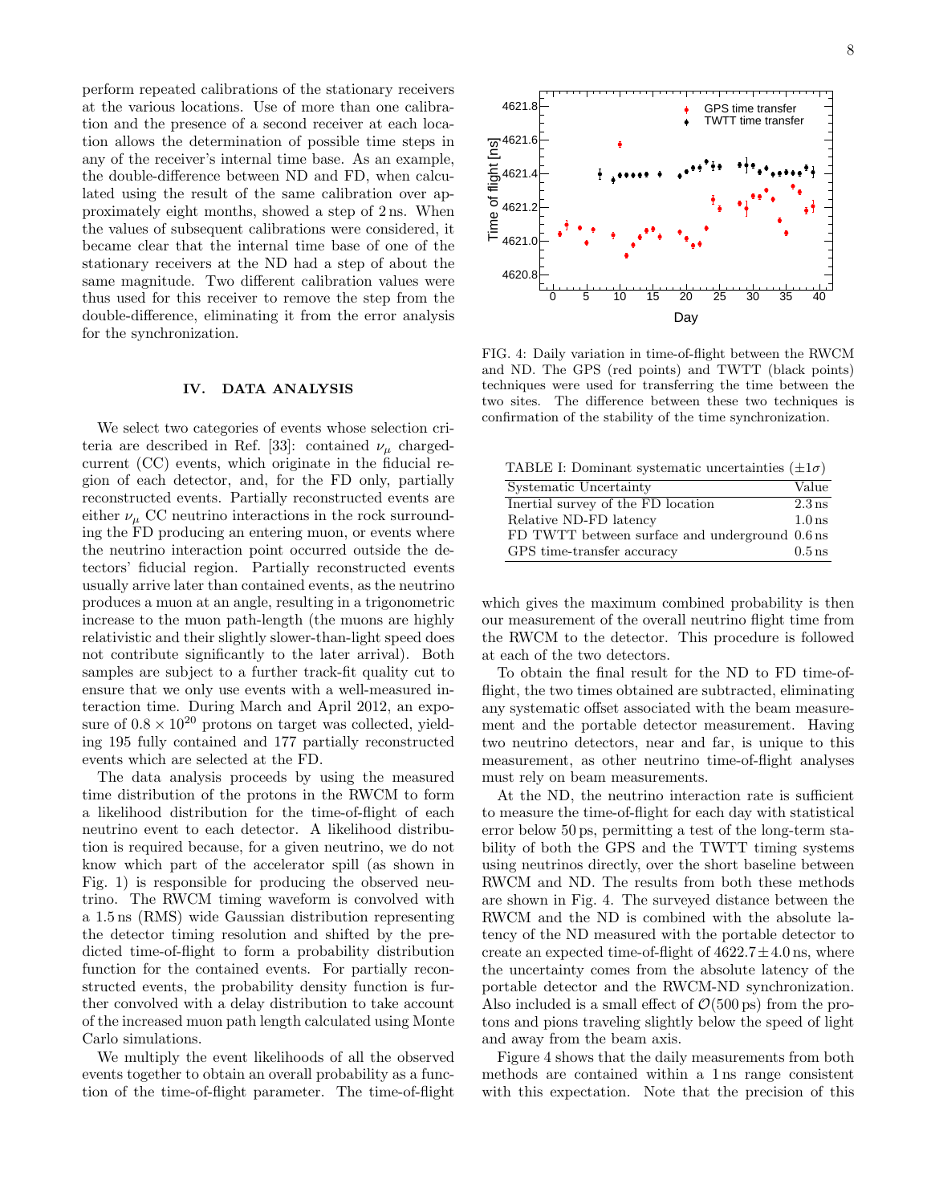perform repeated calibrations of the stationary receivers at the various locations. Use of more than one calibration and the presence of a second receiver at each location allows the determination of possible time steps in any of the receiver's internal time base. As an example, the double-difference between ND and FD, when calculated using the result of the same calibration over approximately eight months, showed a step of 2 ns. When the values of subsequent calibrations were considered, it became clear that the internal time base of one of the stationary receivers at the ND had a step of about the same magnitude. Two different calibration values were thus used for this receiver to remove the step from the double-difference, eliminating it from the error analysis for the synchronization.

## IV. DATA ANALYSIS

We select two categories of events whose selection criteria are described in Ref. [33]: contained $\nu_\mu$ charged-current (CC) events, which originate in the fiducial region of each detector, and, for the FD only, partially reconstructed events. Partially reconstructed events are either $\nu_\mu$ CC neutrino interactions in the rock surrounding the FD producing an entering muon, or events where the neutrino interaction point occurred outside the detectors' fiducial region. Partially reconstructed events usually arrive later than contained events, as the neutrino produces a muon at an angle, resulting in a trigonometric increase to the muon path-length (the muons are highly relativistic and their slightly slower-than-light speed does not contribute significantly to the later arrival). Both samples are subject to a further track-fit quality cut to ensure that we only use events with a well-measured interaction time. During March and April 2012, an exposure of $0.8 \times 10^{20}$ protons on target was collected, yielding 195 fully contained and 177 partially reconstructed events which are selected at the FD.

The data analysis proceeds by using the measured time distribution of the protons in the RWCM to form a likelihood distribution for the time-of-flight of each neutrino event to each detector. A likelihood distribution is required because, for a given neutrino, we do not know which part of the accelerator spill (as shown in Fig. 1) is responsible for producing the observed neutrino. The RWCM timing waveform is convolved with a 1.5 ns (RMS) wide Gaussian distribution representing the detector timing resolution and shifted by the predicted time-of-flight to form a probability distribution function for the contained events. For partially reconstructed events, the probability density function is further convolved with a delay distribution to take account of the increased muon path length calculated using Monte Carlo simulations.

We multiply the event likelihoods of all the observed events together to obtain an overall probability as a function of the time-of-flight parameter. The time-of-flight which gives the maximum combined probability is then our measurement of the overall neutrino flight time from the RWCM to the detector. This procedure is followed at each of the two detectors.

To obtain the final result for the ND to FD time-of-flight, the two times obtained are subtracted, eliminating any systematic offset associated with the beam measurement and the portable detector measurement. Having two neutrino detectors, near and far, is unique to this measurement, as other neutrino time-of-flight analyses must rely on beam measurements.

At the ND, the neutrino interaction rate is sufficient to measure the time-of-flight for each day with statistical error below 50 ps, permitting a test of the long-term stability of both the GPS and the TWTT timing systems using neutrinos directly, over the short baseline between RWCM and ND. The results from both these methods are shown in Fig. 4. The surveyed distance between the RWCM and the ND is combined with the absolute latency of the ND measured with the portable detector to create an expected time-of-flight of $4622.7 \pm 4.0$ ns, where the uncertainty comes from the absolute latency of the portable detector and the RWCM-ND synchronization. Also included is a small effect of $\mathcal{O}(500\,\text{ps})$ from the protons and pions traveling slightly below the speed of light and away from the beam axis.

Figure 4 shows that the daily measurements from both methods are contained within a 1 ns range consistent with this expectation. Note that the precision of this

FIG. 4: Daily variation in time-of-flight between the RWCM and ND. The GPS (red points) and TWTT (black points) techniques were used for transferring the time between the two sites. The difference between these two techniques is confirmation of the stability of the time synchronization.

TABLE I: Dominant systematic uncertainties ($\pm 1\sigma$)

| Systematic Uncertainty | Value |
|---|---|
| Inertial survey of the FD location | 2.3 ns |
| Relative ND-FD latency | 1.0 ns |
| FD TWTT between surface and underground | 0.6 ns |
| GPS time-transfer accuracy | 0.5 ns |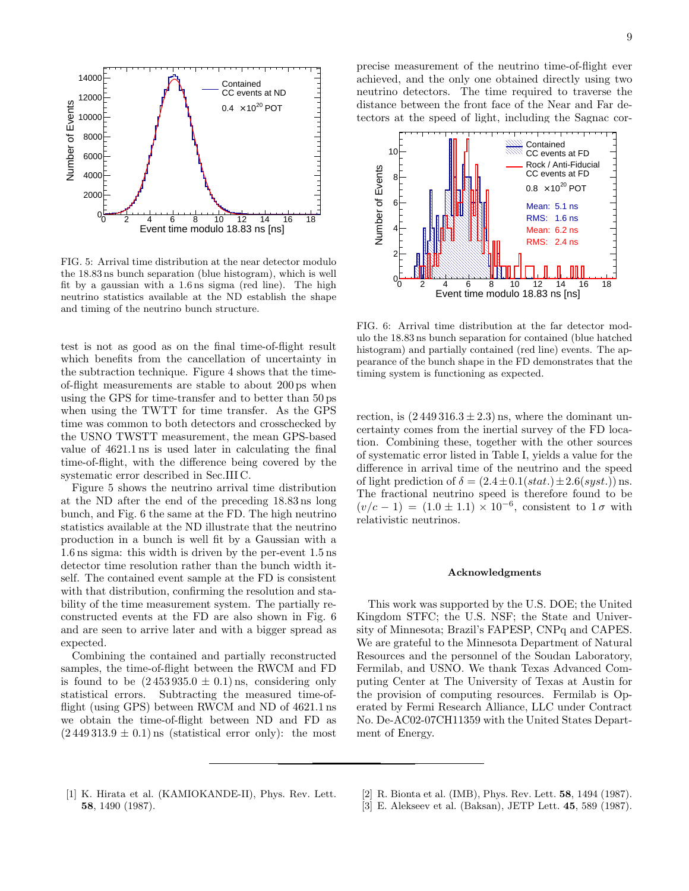FIG. 5: Arrival time distribution at the near detector modulo the 18.83 ns bunch separation (blue histogram), which is well fit by a gaussian with a 1.6 ns sigma (red line). The high neutrino statistics available at the ND establish the shape and timing of the neutrino bunch structure.

test is not as good as on the final time-of-flight result which benefits from the cancellation of uncertainty in the subtraction technique. Figure 4 shows that the time-of-flight measurements are stable to about 200 ps when using the GPS for time-transfer and to better than 50 ps when using the TWTT for time transfer. As the GPS time was common to both detectors and crosschecked by the USNO TWSTT measurement, the mean GPS-based value of 4621.1 ns is used later in calculating the final time-of-flight, with the difference being covered by the systematic error described in Sec.III C.

Figure 5 shows the neutrino arrival time distribution at the ND after the end of the preceding 18.83 ns long bunch, and Fig. 6 the same at the FD. The high neutrino statistics available at the ND illustrate that the neutrino production in a bunch is well fit by a Gaussian with a 1.6 ns sigma: this width is driven by the per-event 1.5 ns detector time resolution rather than the bunch width itself. The contained event sample at the FD is consistent with that distribution, confirming the resolution and stability of the time measurement system. The partially reconstructed events at the FD are also shown in Fig. 6 and are seen to arrive later and with a bigger spread as expected.

Combining the contained and partially reconstructed samples, the time-of-flight between the RWCM and FD is found to be $(2\,453\,935.0 \pm 0.1)$ ns, considering only statistical errors. Subtracting the measured time-of-flight (using GPS) between RWCM and ND of 4621.1 ns we obtain the time-of-flight between ND and FD as $(2\,449\,313.9 \pm 0.1)$ ns (statistical error only): the most precise measurement of the neutrino time-of-flight ever achieved, and the only one obtained directly using two neutrino detectors. The time required to traverse the distance between the front face of the Near and Far detectors at the speed of light, including the Sagnac correction, is $(2\,449\,316.3 \pm 2.3)$ ns, where the dominant uncertainty comes from the inertial survey of the FD location. Combining these, together with the other sources of systematic error listed in Table I, yields a value for the difference in arrival time of the neutrino and the speed of light prediction of $\delta = (2.4 \pm 0.1(stat.) \pm 2.6(syst.))$ ns. The fractional neutrino speed is therefore found to be $(v/c - 1) = (1.0 \pm 1.1) \times 10^{-6}$, consistent to $1\,\sigma$ with relativistic neutrinos.

FIG. 6: Arrival time distribution at the far detector modulo the 18.83 ns bunch separation for contained (blue hatched histogram) and partially contained (red line) events. The appearance of the bunch shape in the FD demonstrates that the timing system is functioning as expected.

## Acknowledgments

This work was supported by the U.S. DOE; the United Kingdom STFC; the U.S. NSF; the State and University of Minnesota; Brazil's FAPESP, CNPq and CAPES. We are grateful to the Minnesota Department of Natural Resources and the personnel of the Soudan Laboratory, Fermilab, and USNO. We thank Texas Advanced Computing Center at The University of Texas at Austin for the provision of computing resources. Fermilab is Operated by Fermi Research Alliance, LLC under Contract No. De-AC02-07CH11359 with the United States Department of Energy.

---

[1] K. Hirata et al. (KAMIOKANDE-II), Phys. Rev. Lett. **58**, 1490 (1987).

[2] R. Bionta et al. (IMB), Phys. Rev. Lett. **58**, 1494 (1987).

[3] E. Alekseev et al. (Baksan), JETP Lett. **45**, 589 (1987).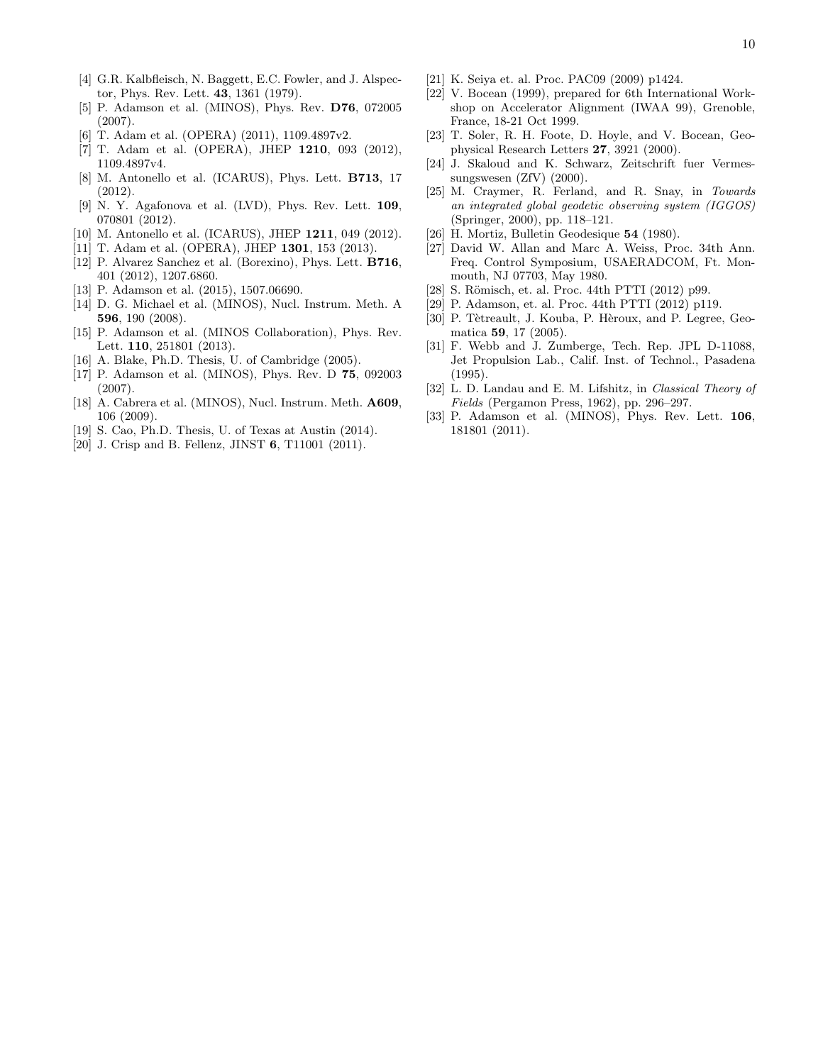[4] G.R. Kalbfleisch, N. Baggett, E.C. Fowler, and J. Alspector, Phys. Rev. Lett. **43**, 1361 (1979).

[5] P. Adamson et al. (MINOS), Phys. Rev. **D76**, 072005 (2007).

[6] T. Adam et al. (OPERA) (2011), 1109.4897v2.

[7] T. Adam et al. (OPERA), JHEP **1210**, 093 (2012), 1109.4897v4.

[8] M. Antonello et al. (ICARUS), Phys. Lett. **B713**, 17 (2012).

[9] N. Y. Agafonova et al. (LVD), Phys. Rev. Lett. **109**, 070801 (2012).

[10] M. Antonello et al. (ICARUS), JHEP **1211**, 049 (2012).

[11] T. Adam et al. (OPERA), JHEP **1301**, 153 (2013).

[12] P. Alvarez Sanchez et al. (Borexino), Phys. Lett. **B716**, 401 (2012), 1207.6860.

[13] P. Adamson et al. (2015), 1507.06690.

[14] D. G. Michael et al. (MINOS), Nucl. Instrum. Meth. A **596**, 190 (2008).

[15] P. Adamson et al. (MINOS Collaboration), Phys. Rev. Lett. **110**, 251801 (2013).

[16] A. Blake, Ph.D. Thesis, U. of Cambridge (2005).

[17] P. Adamson et al. (MINOS), Phys. Rev. D **75**, 092003 (2007).

[18] A. Cabrera et al. (MINOS), Nucl. Instrum. Meth. **A609**, 106 (2009).

[19] S. Cao, Ph.D. Thesis, U. of Texas at Austin (2014).

[20] J. Crisp and B. Fellenz, JINST **6**, T11001 (2011).

[21] K. Seiya et. al. Proc. PAC09 (2009) p1424.

[22] V. Bocean (1999), prepared for 6th International Workshop on Accelerator Alignment (IWAA 99), Grenoble, France, 18-21 Oct 1999.

[23] T. Soler, R. H. Foote, D. Hoyle, and V. Bocean, Geophysical Research Letters **27**, 3921 (2000).

[24] J. Skaloud and K. Schwarz, Zeitschrift fuer Vermessungswesen (ZfV) (2000).

[25] M. Craymer, R. Ferland, and R. Snay, in *Towards an integrated global geodetic observing system (IGGOS)* (Springer, 2000), pp. 118–121.

[26] H. Mortiz, Bulletin Geodesique **54** (1980).

[27] David W. Allan and Marc A. Weiss, Proc. 34th Ann. Freq. Control Symposium, USAERADCOM, Ft. Monmouth, NJ 07703, May 1980.

[28] S. Römisch, et. al. Proc. 44th PTTI (2012) p99.

[29] P. Adamson, et. al. Proc. 44th PTTI (2012) p119.

[30] P. Tètreault, J. Kouba, P. Hèroux, and P. Legree, Geomatica **59**, 17 (2005).

[31] F. Webb and J. Zumberge, Tech. Rep. JPL D-11088, Jet Propulsion Lab., Calif. Inst. of Technol., Pasadena (1995).

[32] L. D. Landau and E. M. Lifshitz, in *Classical Theory of Fields* (Pergamon Press, 1962), pp. 296–297.

[33] P. Adamson et al. (MINOS), Phys. Rev. Lett. **106**, 181801 (2011).